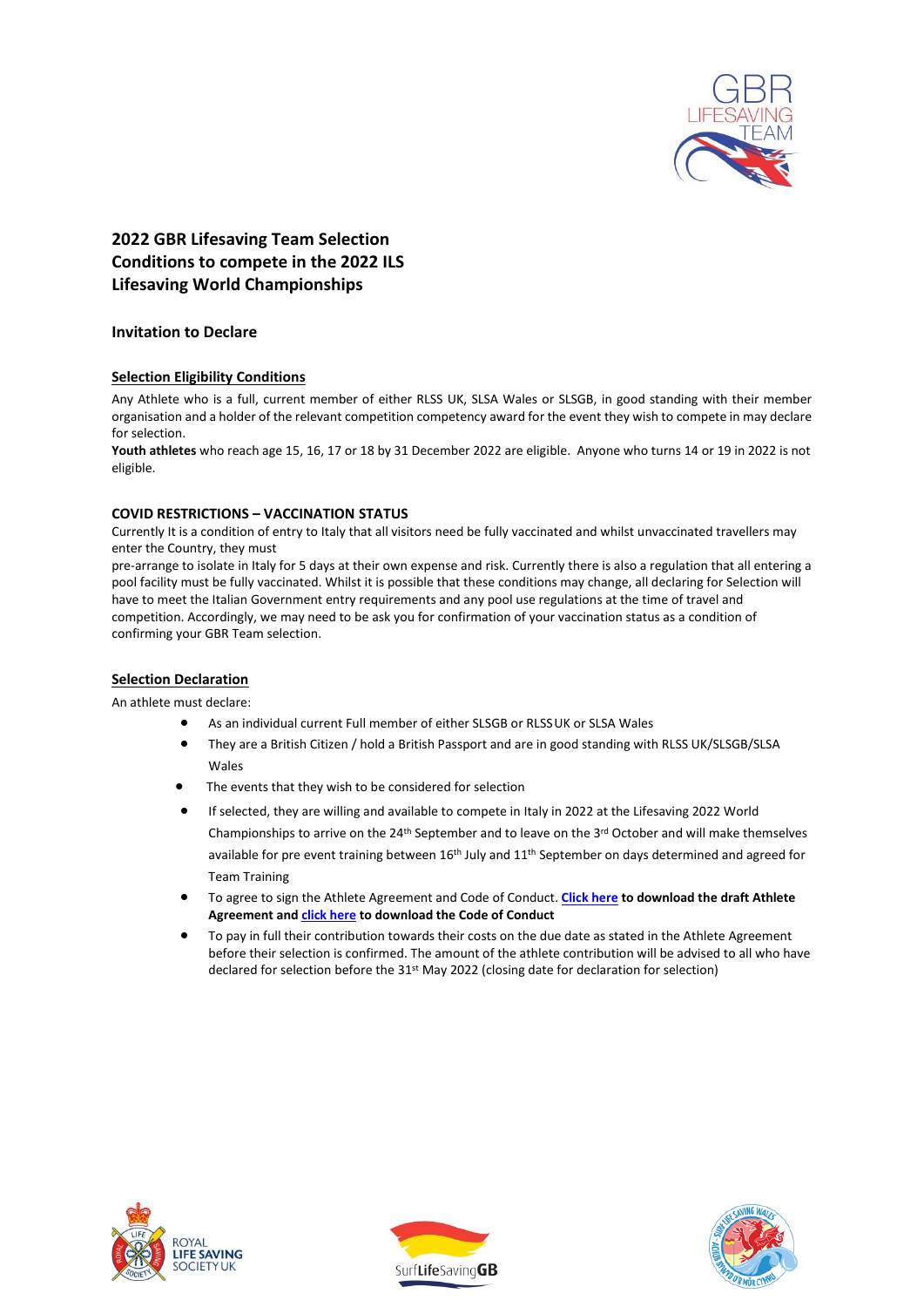# 2022 GBR Lifesaving Team Selection Conditions to compete in the 2022 ILS Lifesaving World Championships

## Invitation to Declare

### Selection Eligibility Conditions

Any Athlete who is a full, current member of either RLSS UK, SLSA Wales or SLSGB, in good standing with their member organisation and a holder of the relevant competition competency award for the event they wish to compete in may declare for selection.

**Youth athletes** who reach age 15, 16, 17 or 18 by 31 December 2022 are eligible. Anyone who turns 14 or 19 in 2022 is not eligible.

### COVID RESTRICTIONS – VACCINATION STATUS

Currently It is a condition of entry to Italy that all visitors need be fully vaccinated and whilst unvaccinated travellers may enter the Country, they must

pre-arrange to isolate in Italy for 5 days at their own expense and risk. Currently there is also a regulation that all entering a pool facility must be fully vaccinated. Whilst it is possible that these conditions may change, all declaring for Selection will have to meet the Italian Government entry requirements and any pool use regulations at the time of travel and competition. Accordingly, we may need to be ask you for confirmation of your vaccination status as a condition of confirming your GBR Team selection.

### Selection Declaration

An athlete must declare:

- As an individual current Full member of either SLSGB or RLSS UK or SLSA Wales
- They are a British Citizen / hold a British Passport and are in good standing with RLSS UK/SLSGB/SLSA Wales
- The events that they wish to be considered for selection
- If selected, they are willing and available to compete in Italy in 2022 at the Lifesaving 2022 World Championships to arrive on the 24th September and to leave on the 3rd October and will make themselves available for pre event training between 16th July and 11th September on days determined and agreed for Team Training
- To agree to sign the Athlete Agreement and Code of Conduct. **Click here to download the draft Athlete Agreement and click here to download the Code of Conduct**
- To pay in full their contribution towards their costs on the due date as stated in the Athlete Agreement before their selection is confirmed. The amount of the athlete contribution will be advised to all who have declared for selection before the 31st May 2022 (closing date for declaration for selection)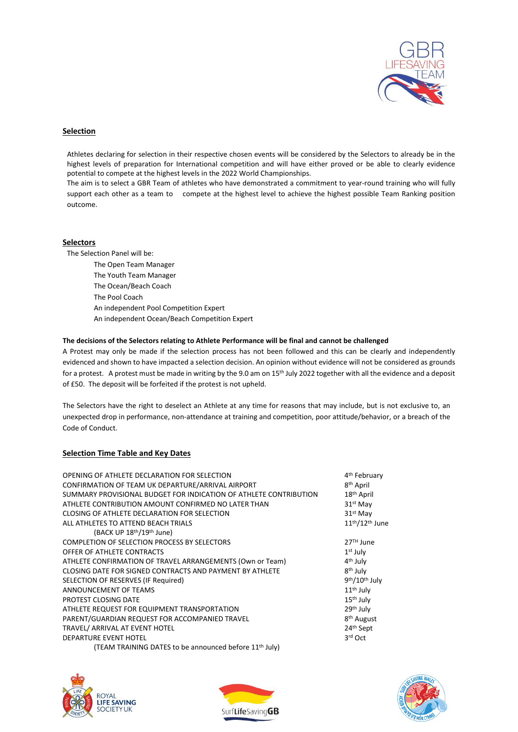## Selection

Athletes declaring for selection in their respective chosen events will be considered by the Selectors to already be in the highest levels of preparation for International competition and will have either proved or be able to clearly evidence potential to compete at the highest levels in the 2022 World Championships.
The aim is to select a GBR Team of athletes who have demonstrated a commitment to year-round training who will fully support each other as a team to compete at the highest level to achieve the highest possible Team Ranking position outcome.

## Selectors

The Selection Panel will be:

- The Open Team Manager
- The Youth Team Manager
- The Ocean/Beach Coach
- The Pool Coach
- An independent Pool Competition Expert
- An independent Ocean/Beach Competition Expert

**The decisions of the Selectors relating to Athlete Performance will be final and cannot be challenged**

A Protest may only be made if the selection process has not been followed and this can be clearly and independently evidenced and shown to have impacted a selection decision. An opinion without evidence will not be considered as grounds for a protest. A protest must be made in writing by the 9.0 am on 15th July 2022 together with all the evidence and a deposit of £50. The deposit will be forfeited if the protest is not upheld.

The Selectors have the right to deselect an Athlete at any time for reasons that may include, but is not exclusive to, an unexpected drop in performance, non-attendance at training and competition, poor attitude/behavior, or a breach of the Code of Conduct.

## Selection Time Table and Key Dates

| | |
|---|---|
| OPENING OF ATHLETE DECLARATION FOR SELECTION | 4th February |
| CONFIRMATION OF TEAM UK DEPARTURE/ARRIVAL AIRPORT | 8th April |
| SUMMARY PROVISIONAL BUDGET FOR INDICATION OF ATHLETE CONTRIBUTION | 18th April |
| ATHLETE CONTRIBUTION AMOUNT CONFIRMED NO LATER THAN | 31st May |
| CLOSING OF ATHLETE DECLARATION FOR SELECTION | 31st May |
| ALL ATHLETES TO ATTEND BEACH TRIALS (BACK UP 18th/19th June) | 11th/12th June |
| COMPLETION OF SELECTION PROCESS BY SELECTORS | 27TH June |
| OFFER OF ATHLETE CONTRACTS | 1st July |
| ATHLETE CONFIRMATION OF TRAVEL ARRANGEMENTS (Own or Team) | 4th July |
| CLOSING DATE FOR SIGNED CONTRACTS AND PAYMENT BY ATHLETE | 8th July |
| SELECTION OF RESERVES (IF Required) | 9th/10th July |
| ANNOUNCEMENT OF TEAMS | 11th July |
| PROTEST CLOSING DATE | 15th July |
| ATHLETE REQUEST FOR EQUIPMENT TRANSPORTATION | 29th July |
| PARENT/GUARDIAN REQUEST FOR ACCOMPANIED TRAVEL | 8th August |
| TRAVEL/ ARRIVAL AT EVENT HOTEL | 24th Sept |
| DEPARTURE EVENT HOTEL | 3rd Oct |

(TEAM TRAINING DATES to be announced before 11th July)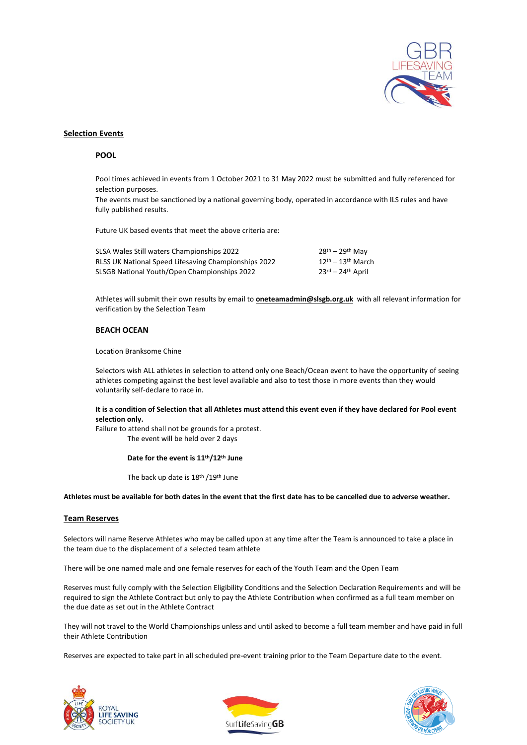## Selection Events

### POOL

Pool times achieved in events from 1 October 2021 to 31 May 2022 must be submitted and fully referenced for selection purposes.
The events must be sanctioned by a national governing body, operated in accordance with ILS rules and have fully published results.

Future UK based events that meet the above criteria are:

| | |
|---|---|
| SLSA Wales Still waters Championships 2022 | 28th – 29th May |
| RLSS UK National Speed Lifesaving Championships 2022 | 12th – 13th March |
| SLSGB National Youth/Open Championships 2022 | 23rd – 24th April |

Athletes will submit their own results by email to **oneteamadmin@slsgb.org.uk** with all relevant information for verification by the Selection Team

### BEACH OCEAN

Location Branksome Chine

Selectors wish ALL athletes in selection to attend only one Beach/Ocean event to have the opportunity of seeing athletes competing against the best level available and also to test those in more events than they would voluntarily self-declare to race in.

**It is a condition of Selection that all Athletes must attend this event even if they have declared for Pool event selection only.**
Failure to attend shall not be grounds for a protest.
The event will be held over 2 days

**Date for the event is 11th/12th June**

The back up date is 18th /19th June

**Athletes must be available for both dates in the event that the first date has to be cancelled due to adverse weather.**

## Team Reserves

Selectors will name Reserve Athletes who may be called upon at any time after the Team is announced to take a place in the team due to the displacement of a selected team athlete

There will be one named male and one female reserves for each of the Youth Team and the Open Team

Reserves must fully comply with the Selection Eligibility Conditions and the Selection Declaration Requirements and will be required to sign the Athlete Contract but only to pay the Athlete Contribution when confirmed as a full team member on the due date as set out in the Athlete Contract

They will not travel to the World Championships unless and until asked to become a full team member and have paid in full their Athlete Contribution

Reserves are expected to take part in all scheduled pre-event training prior to the Team Departure date to the event.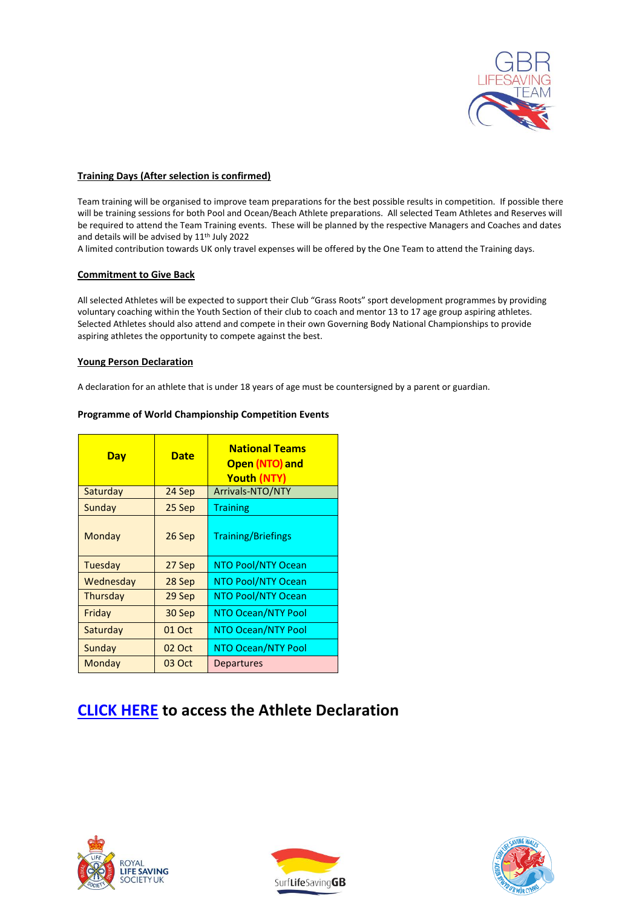## Training Days (After selection is confirmed)

Team training will be organised to improve team preparations for the best possible results in competition. If possible there will be training sessions for both Pool and Ocean/Beach Athlete preparations. All selected Team Athletes and Reserves will be required to attend the Team Training events. These will be planned by the respective Managers and Coaches and dates and details will be advised by 11th July 2022

A limited contribution towards UK only travel expenses will be offered by the One Team to attend the Training days.

## Commitment to Give Back

All selected Athletes will be expected to support their Club "Grass Roots" sport development programmes by providing voluntary coaching within the Youth Section of their club to coach and mentor 13 to 17 age group aspiring athletes. Selected Athletes should also attend and compete in their own Governing Body National Championships to provide aspiring athletes the opportunity to compete against the best.

## Young Person Declaration

A declaration for an athlete that is under 18 years of age must be countersigned by a parent or guardian.

**Programme of World Championship Competition Events**

| Day | Date | National Teams Open (NTO) and Youth (NTY) |
|---|---|---|
| Saturday | 24 Sep | Arrivals-NTO/NTY |
| Sunday | 25 Sep | Training |
| Monday | 26 Sep | Training/Briefings |
| Tuesday | 27 Sep | NTO Pool/NTY Ocean |
| Wednesday | 28 Sep | NTO Pool/NTY Ocean |
| Thursday | 29 Sep | NTO Pool/NTY Ocean |
| Friday | 30 Sep | NTO Ocean/NTY Pool |
| Saturday | 01 Oct | NTO Ocean/NTY Pool |
| Sunday | 02 Oct | NTO Ocean/NTY Pool |
| Monday | 03 Oct | Departures |

## CLICK HERE to access the Athlete Declaration